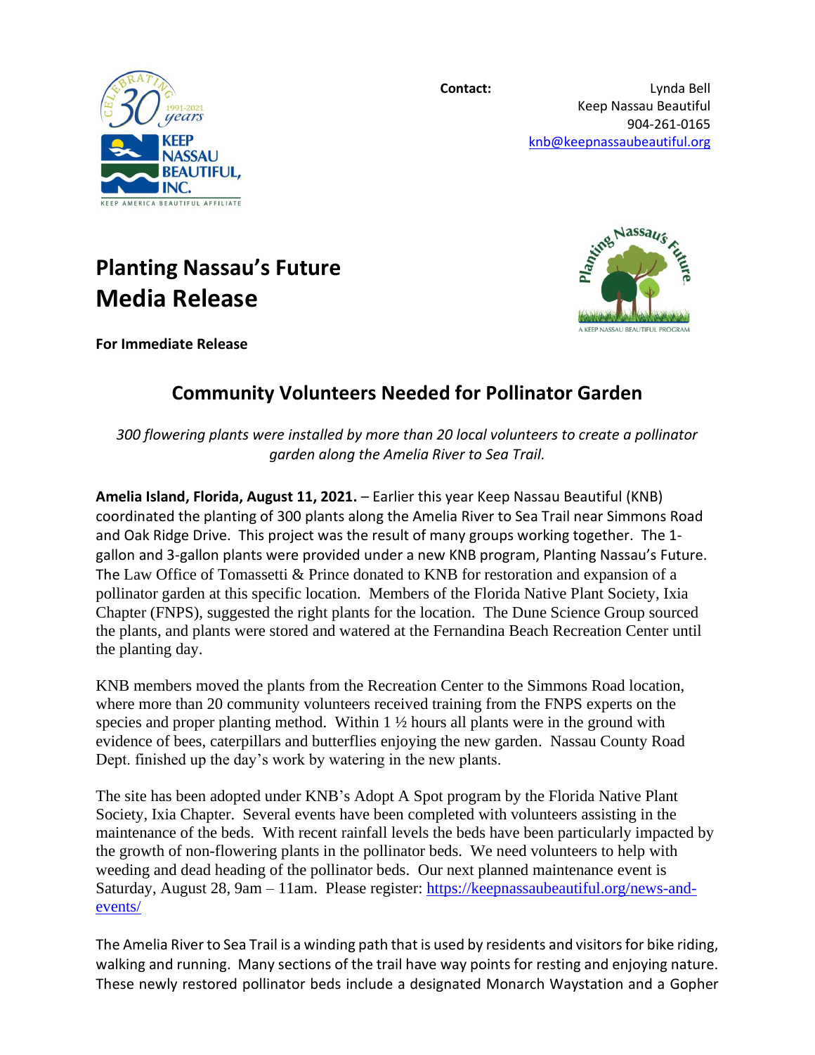**Contact:** Lynda Bell
Keep Nassau Beautiful
904-261-0165
knb@keepnassaubeautiful.org

# Planting Nassau's Future
# Media Release

**For Immediate Release**

## Community Volunteers Needed for Pollinator Garden

*300 flowering plants were installed by more than 20 local volunteers to create a pollinator garden along the Amelia River to Sea Trail.*

**Amelia Island, Florida, August 11, 2021.** – Earlier this year Keep Nassau Beautiful (KNB) coordinated the planting of 300 plants along the Amelia River to Sea Trail near Simmons Road and Oak Ridge Drive. This project was the result of many groups working together. The 1-gallon and 3-gallon plants were provided under a new KNB program, Planting Nassau's Future. The Law Office of Tomassetti & Prince donated to KNB for restoration and expansion of a pollinator garden at this specific location. Members of the Florida Native Plant Society, Ixia Chapter (FNPS), suggested the right plants for the location. The Dune Science Group sourced the plants, and plants were stored and watered at the Fernandina Beach Recreation Center until the planting day.

KNB members moved the plants from the Recreation Center to the Simmons Road location, where more than 20 community volunteers received training from the FNPS experts on the species and proper planting method. Within 1 ½ hours all plants were in the ground with evidence of bees, caterpillars and butterflies enjoying the new garden. Nassau County Road Dept. finished up the day's work by watering in the new plants.

The site has been adopted under KNB's Adopt A Spot program by the Florida Native Plant Society, Ixia Chapter. Several events have been completed with volunteers assisting in the maintenance of the beds. With recent rainfall levels the beds have been particularly impacted by the growth of non-flowering plants in the pollinator beds. We need volunteers to help with weeding and dead heading of the pollinator beds. Our next planned maintenance event is Saturday, August 28, 9am – 11am. Please register: https://keepnassaubeautiful.org/news-and-events/

The Amelia River to Sea Trail is a winding path that is used by residents and visitors for bike riding, walking and running. Many sections of the trail have way points for resting and enjoying nature. These newly restored pollinator beds include a designated Monarch Waystation and a Gopher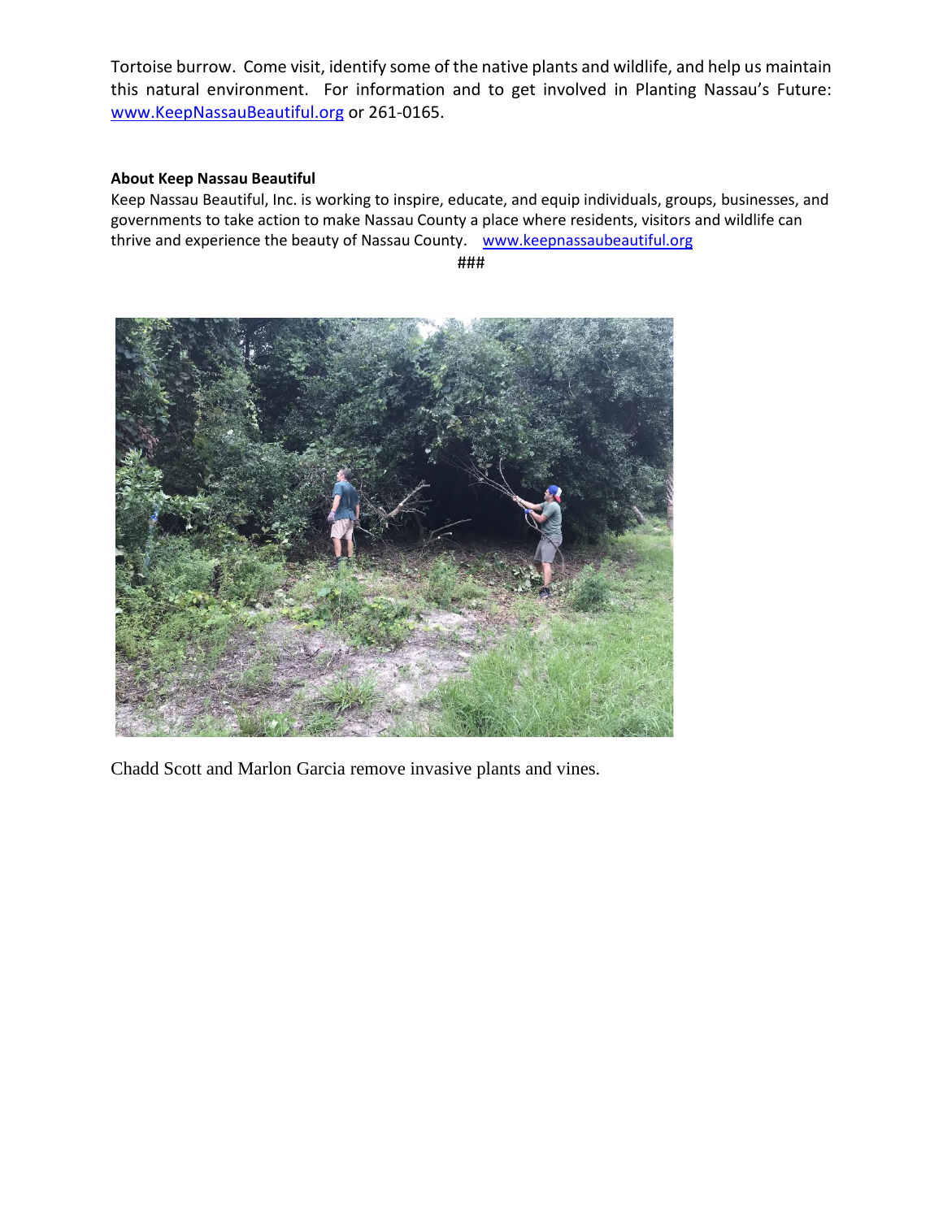Tortoise burrow. Come visit, identify some of the native plants and wildlife, and help us maintain this natural environment. For information and to get involved in Planting Nassau's Future: www.KeepNassauBeautiful.org or 261-0165.

**About Keep Nassau Beautiful**

Keep Nassau Beautiful, Inc. is working to inspire, educate, and equip individuals, groups, businesses, and governments to take action to make Nassau County a place where residents, visitors and wildlife can thrive and experience the beauty of Nassau County. www.keepnassaubeautiful.org

###

Chadd Scott and Marlon Garcia remove invasive plants and vines.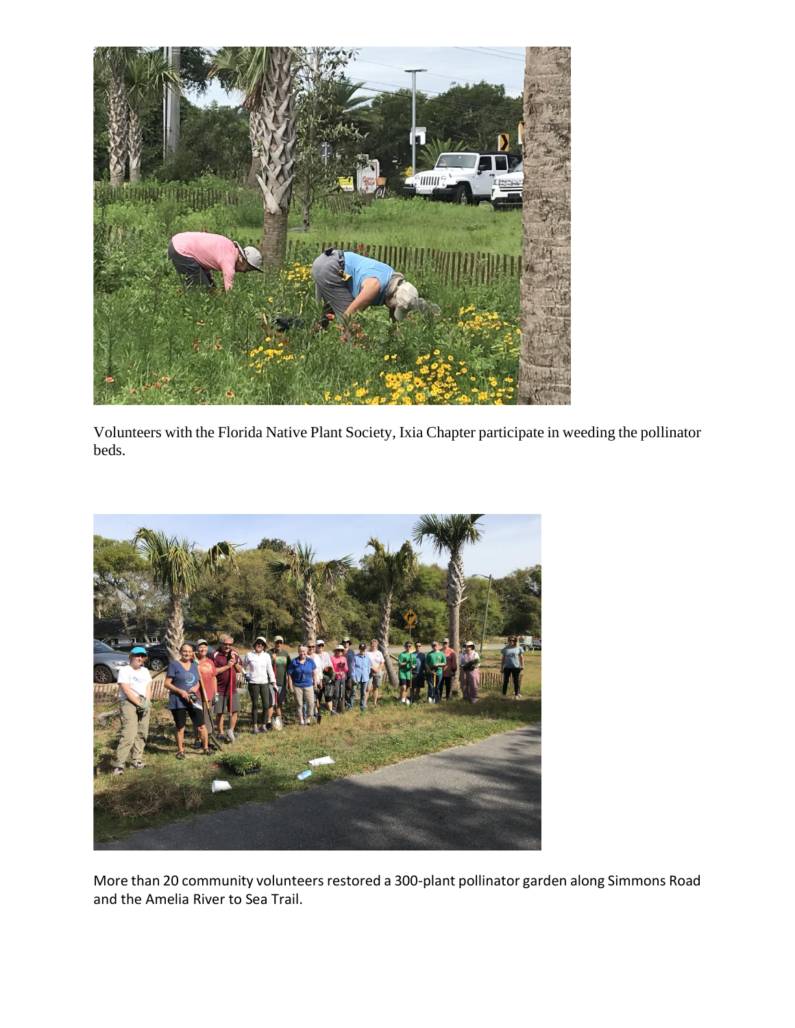Volunteers with the Florida Native Plant Society, Ixia Chapter participate in weeding the pollinator beds.

More than 20 community volunteers restored a 300-plant pollinator garden along Simmons Road and the Amelia River to Sea Trail.